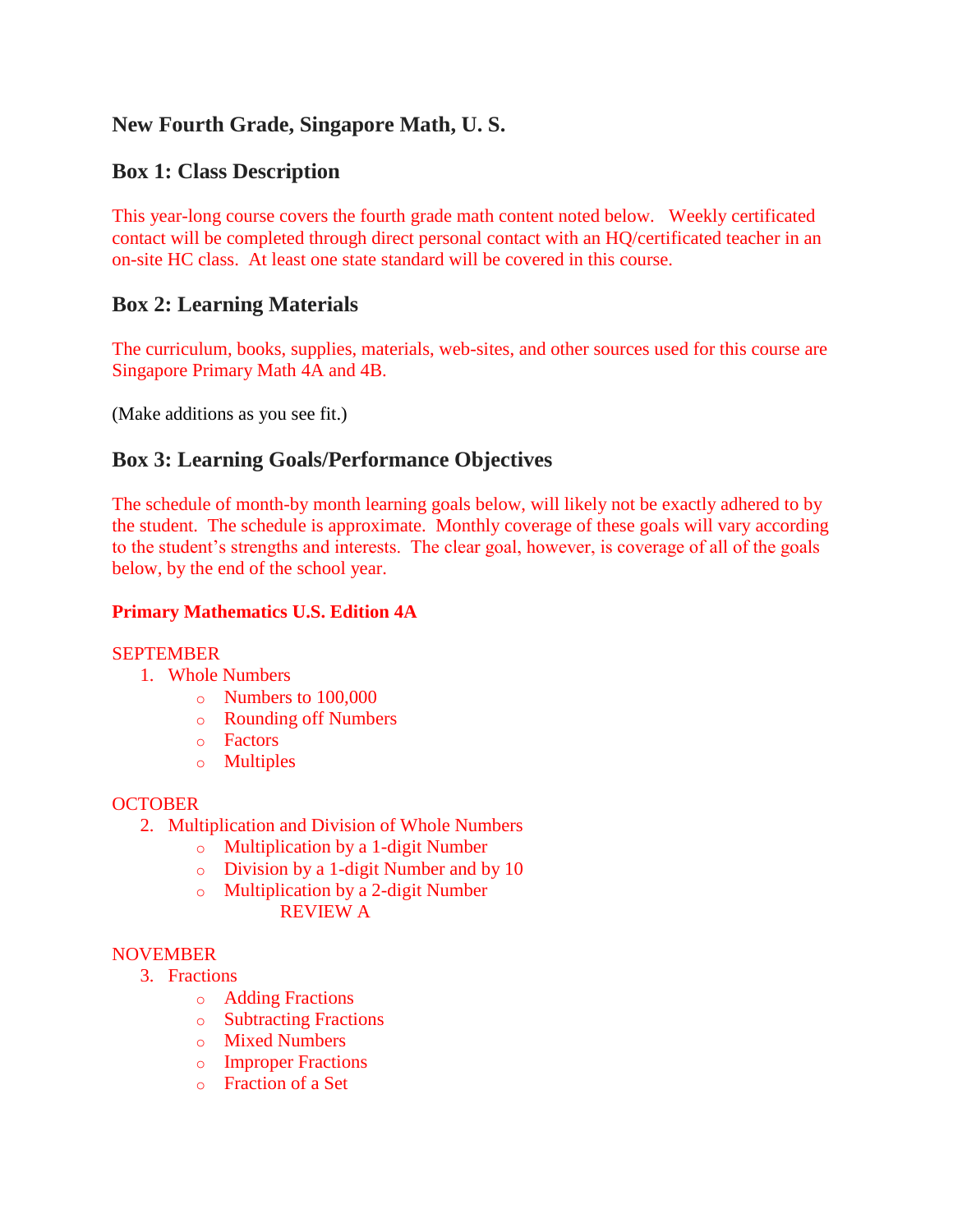## New Fourth Grade, Singapore Math, U. S.

## Box 1: Class Description

This year-long course covers the fourth grade math content noted below. Weekly certificated contact will be completed through direct personal contact with an HQ/certificated teacher in an on-site HC class. At least one state standard will be covered in this course.

## Box 2: Learning Materials

The curriculum, books, supplies, materials, web-sites, and other sources used for this course are Singapore Primary Math 4A and 4B.

(Make additions as you see fit.)

## Box 3: Learning Goals/Performance Objectives

The schedule of month-by month learning goals below, will likely not be exactly adhered to by the student. The schedule is approximate. Monthly coverage of these goals will vary according to the student's strengths and interests. The clear goal, however, is coverage of all of the goals below, by the end of the school year.

**Primary Mathematics U.S. Edition 4A**

SEPTEMBER

1. Whole Numbers
   - Numbers to 100,000
   - Rounding off Numbers
   - Factors
   - Multiples

OCTOBER

2. Multiplication and Division of Whole Numbers
   - Multiplication by a 1-digit Number
   - Division by a 1-digit Number and by 10
   - Multiplication by a 2-digit Number

     REVIEW A

NOVEMBER

3. Fractions
   - Adding Fractions
   - Subtracting Fractions
   - Mixed Numbers
   - Improper Fractions
   - Fraction of a Set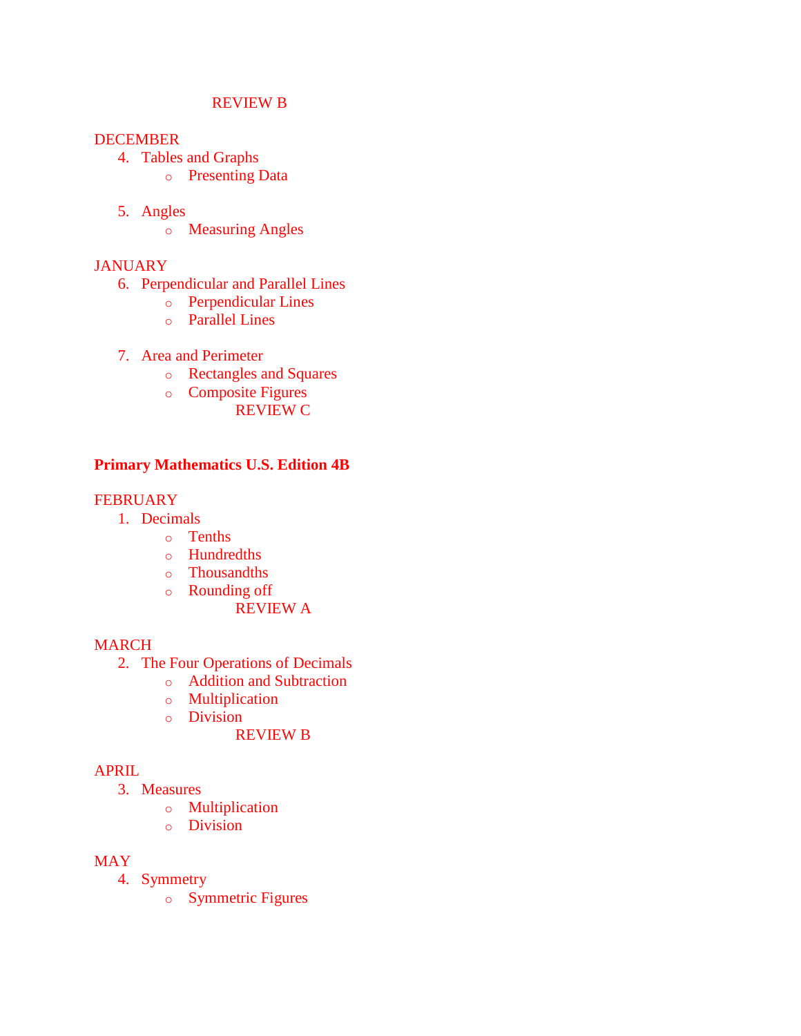REVIEW B

DECEMBER

4. Tables and Graphs
    - Presenting Data

5. Angles
    - Measuring Angles

JANUARY

6. Perpendicular and Parallel Lines
    - Perpendicular Lines
    - Parallel Lines

7. Area and Perimeter
    - Rectangles and Squares
    - Composite Figures

REVIEW C

**Primary Mathematics U.S. Edition 4B**

FEBRUARY

1. Decimals
    - Tenths
    - Hundredths
    - Thousandths
    - Rounding off

REVIEW A

MARCH

2. The Four Operations of Decimals
    - Addition and Subtraction
    - Multiplication
    - Division

REVIEW B

APRIL

3. Measures
    - Multiplication
    - Division

MAY

4. Symmetry
    - Symmetric Figures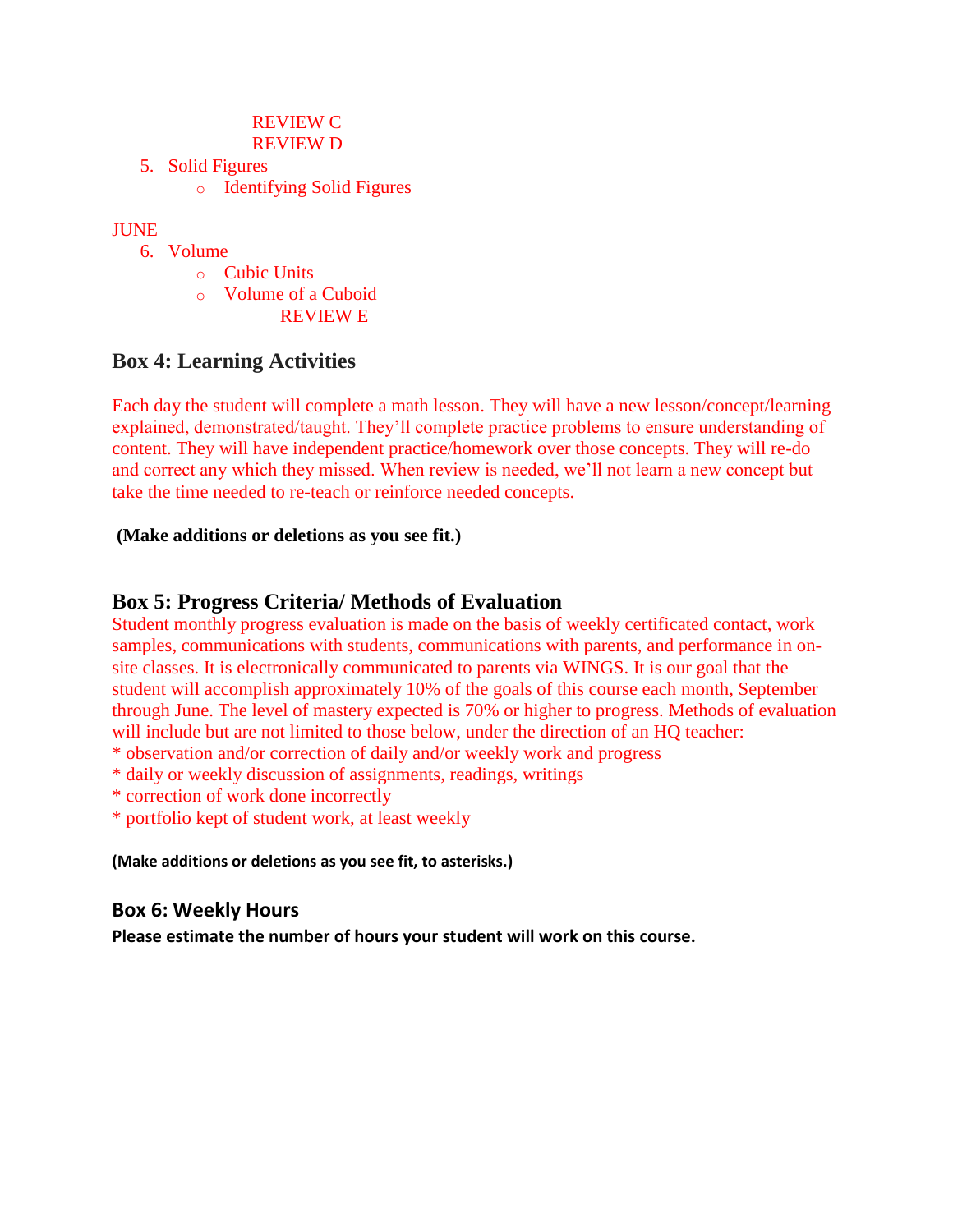REVIEW C
REVIEW D

5. Solid Figures
    - Identifying Solid Figures

JUNE

6. Volume
    - Cubic Units
    - Volume of a Cuboid

      REVIEW E

## Box 4: Learning Activities

Each day the student will complete a math lesson. They will have a new lesson/concept/learning explained, demonstrated/taught. They'll complete practice problems to ensure understanding of content. They will have independent practice/homework over those concepts. They will re-do and correct any which they missed. When review is needed, we'll not learn a new concept but take the time needed to re-teach or reinforce needed concepts.

**(Make additions or deletions as you see fit.)**

## Box 5: Progress Criteria/ Methods of Evaluation

Student monthly progress evaluation is made on the basis of weekly certificated contact, work samples, communications with students, communications with parents, and performance in on-site classes. It is electronically communicated to parents via WINGS. It is our goal that the student will accomplish approximately 10% of the goals of this course each month, September through June. The level of mastery expected is 70% or higher to progress. Methods of evaluation will include but are not limited to those below, under the direction of an HQ teacher:

* observation and/or correction of daily and/or weekly work and progress
* daily or weekly discussion of assignments, readings, writings
* correction of work done incorrectly
* portfolio kept of student work, at least weekly

**(Make additions or deletions as you see fit, to asterisks.)**

## Box 6: Weekly Hours

**Please estimate the number of hours your student will work on this course.**